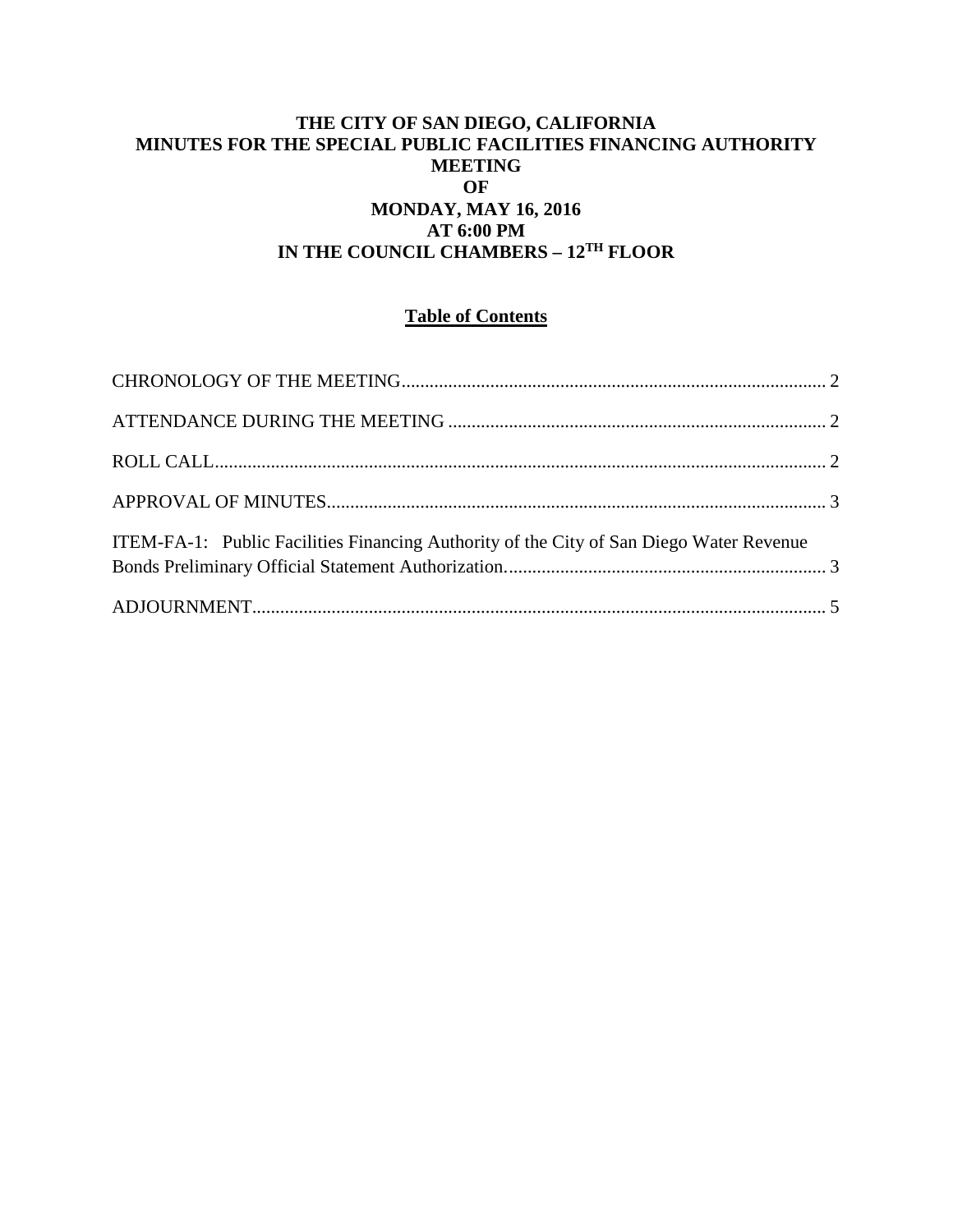# THE CITY OF SAN DIEGO, CALIFORNIA
# MINUTES FOR THE SPECIAL PUBLIC FACILITIES FINANCING AUTHORITY MEETING
# OF
# MONDAY, MAY 16, 2016
# AT 6:00 PM
# IN THE COUNCIL CHAMBERS – 12TH FLOOR

## Table of Contents

CHRONOLOGY OF THE MEETING........................................................................................ 2

ATTENDANCE DURING THE MEETING ................................................................................ 2

ROLL CALL.................................................................................................................................. 2

APPROVAL OF MINUTES........................................................................................................... 3

ITEM-FA-1: Public Facilities Financing Authority of the City of San Diego Water Revenue Bonds Preliminary Official Statement Authorization..................................................................... 3

ADJOURNMENT.......................................................................................................................... 5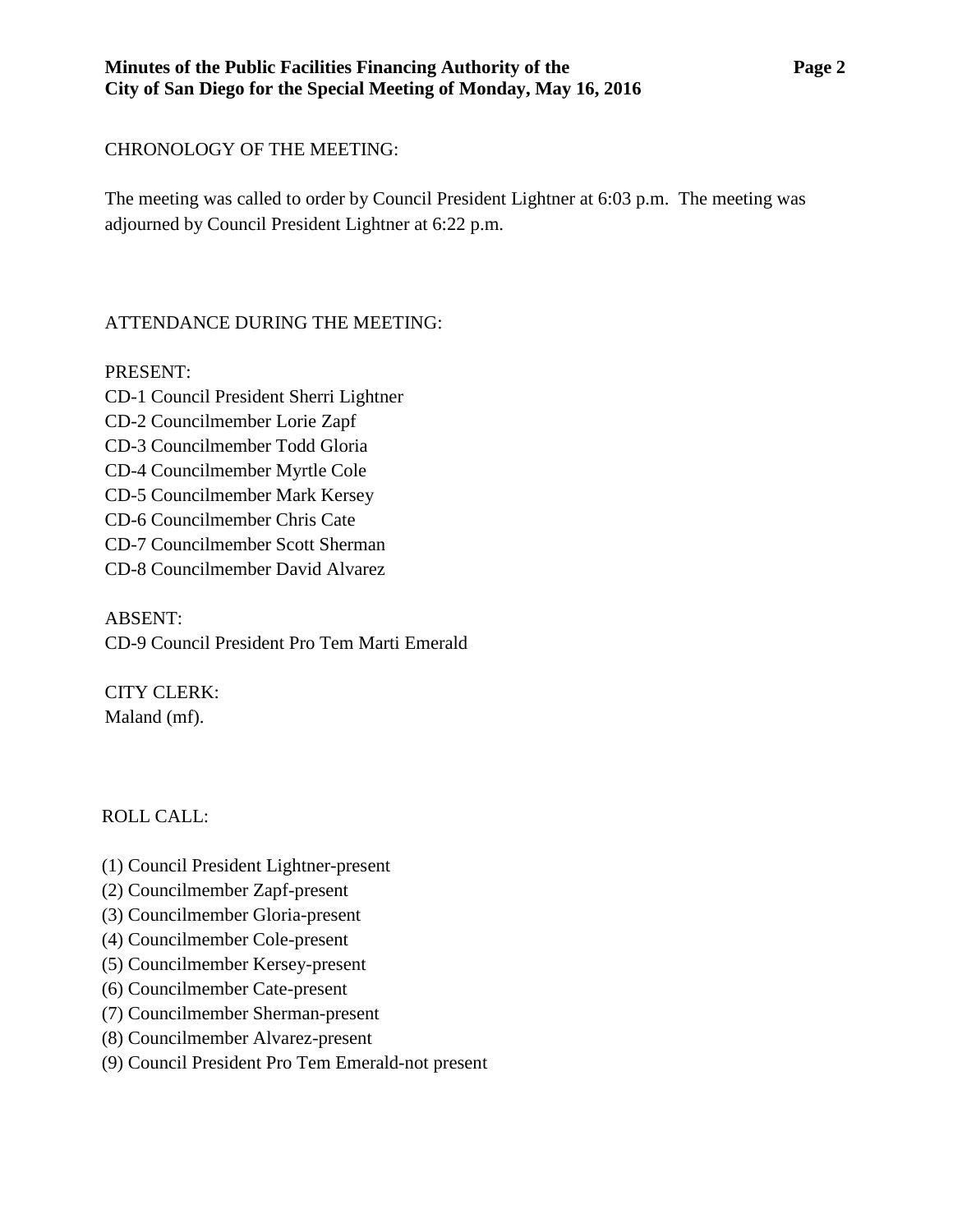CHRONOLOGY OF THE MEETING:

The meeting was called to order by Council President Lightner at 6:03 p.m. The meeting was adjourned by Council President Lightner at 6:22 p.m.

ATTENDANCE DURING THE MEETING:

PRESENT:
CD-1 Council President Sherri Lightner
CD-2 Councilmember Lorie Zapf
CD-3 Councilmember Todd Gloria
CD-4 Councilmember Myrtle Cole
CD-5 Councilmember Mark Kersey
CD-6 Councilmember Chris Cate
CD-7 Councilmember Scott Sherman
CD-8 Councilmember David Alvarez

ABSENT:
CD-9 Council President Pro Tem Marti Emerald

CITY CLERK:
Maland (mf).

ROLL CALL:

(1) Council President Lightner-present
(2) Councilmember Zapf-present
(3) Councilmember Gloria-present
(4) Councilmember Cole-present
(5) Councilmember Kersey-present
(6) Councilmember Cate-present
(7) Councilmember Sherman-present
(8) Councilmember Alvarez-present
(9) Council President Pro Tem Emerald-not present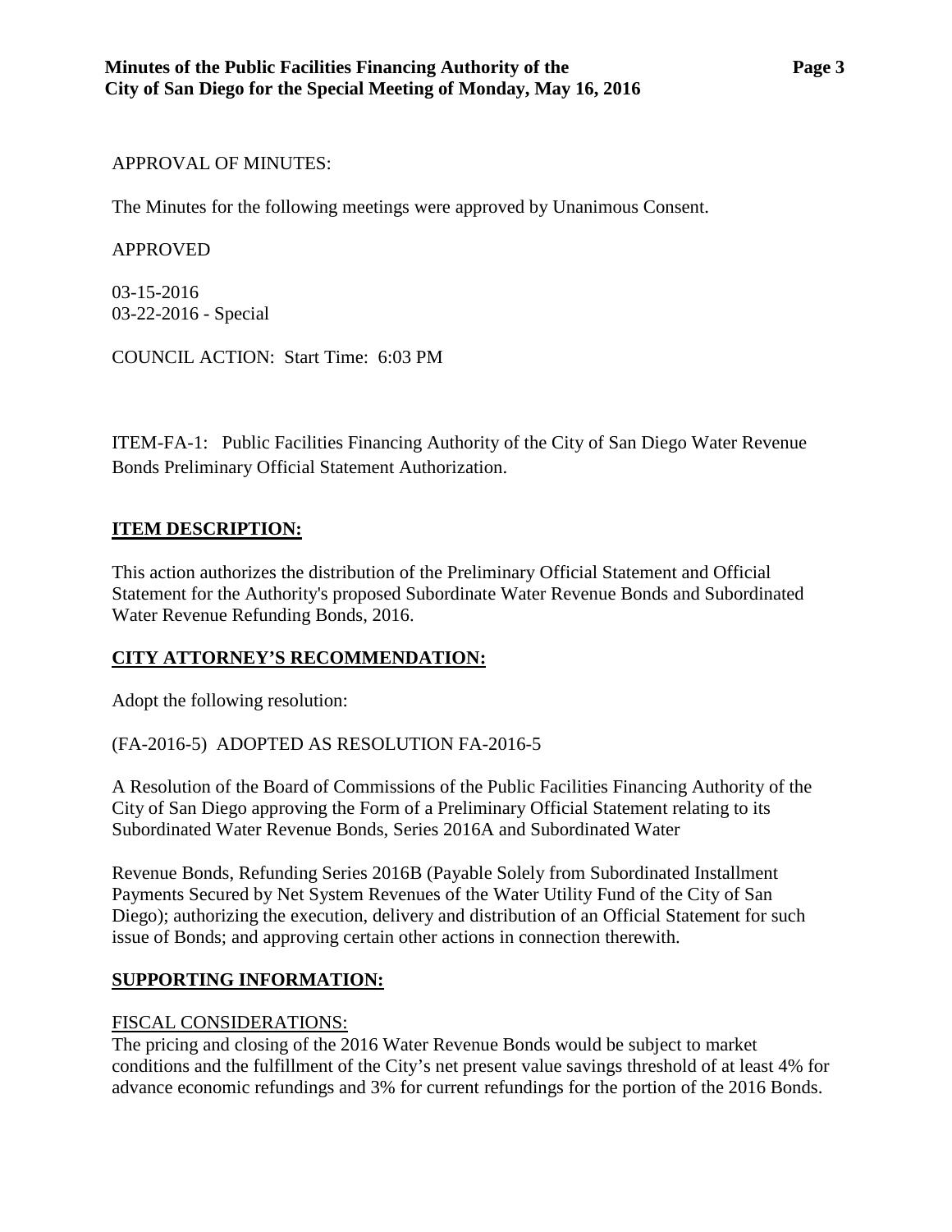APPROVAL OF MINUTES:

The Minutes for the following meetings were approved by Unanimous Consent.

APPROVED

03-15-2016
03-22-2016 - Special

COUNCIL ACTION: Start Time: 6:03 PM

ITEM-FA-1: Public Facilities Financing Authority of the City of San Diego Water Revenue Bonds Preliminary Official Statement Authorization.

## **ITEM DESCRIPTION:**

This action authorizes the distribution of the Preliminary Official Statement and Official Statement for the Authority's proposed Subordinate Water Revenue Bonds and Subordinated Water Revenue Refunding Bonds, 2016.

## **CITY ATTORNEY'S RECOMMENDATION:**

Adopt the following resolution:

(FA-2016-5) ADOPTED AS RESOLUTION FA-2016-5

A Resolution of the Board of Commissions of the Public Facilities Financing Authority of the City of San Diego approving the Form of a Preliminary Official Statement relating to its Subordinated Water Revenue Bonds, Series 2016A and Subordinated Water

Revenue Bonds, Refunding Series 2016B (Payable Solely from Subordinated Installment Payments Secured by Net System Revenues of the Water Utility Fund of the City of San Diego); authorizing the execution, delivery and distribution of an Official Statement for such issue of Bonds; and approving certain other actions in connection therewith.

## **SUPPORTING INFORMATION:**

FISCAL CONSIDERATIONS:

The pricing and closing of the 2016 Water Revenue Bonds would be subject to market conditions and the fulfillment of the City's net present value savings threshold of at least 4% for advance economic refundings and 3% for current refundings for the portion of the 2016 Bonds.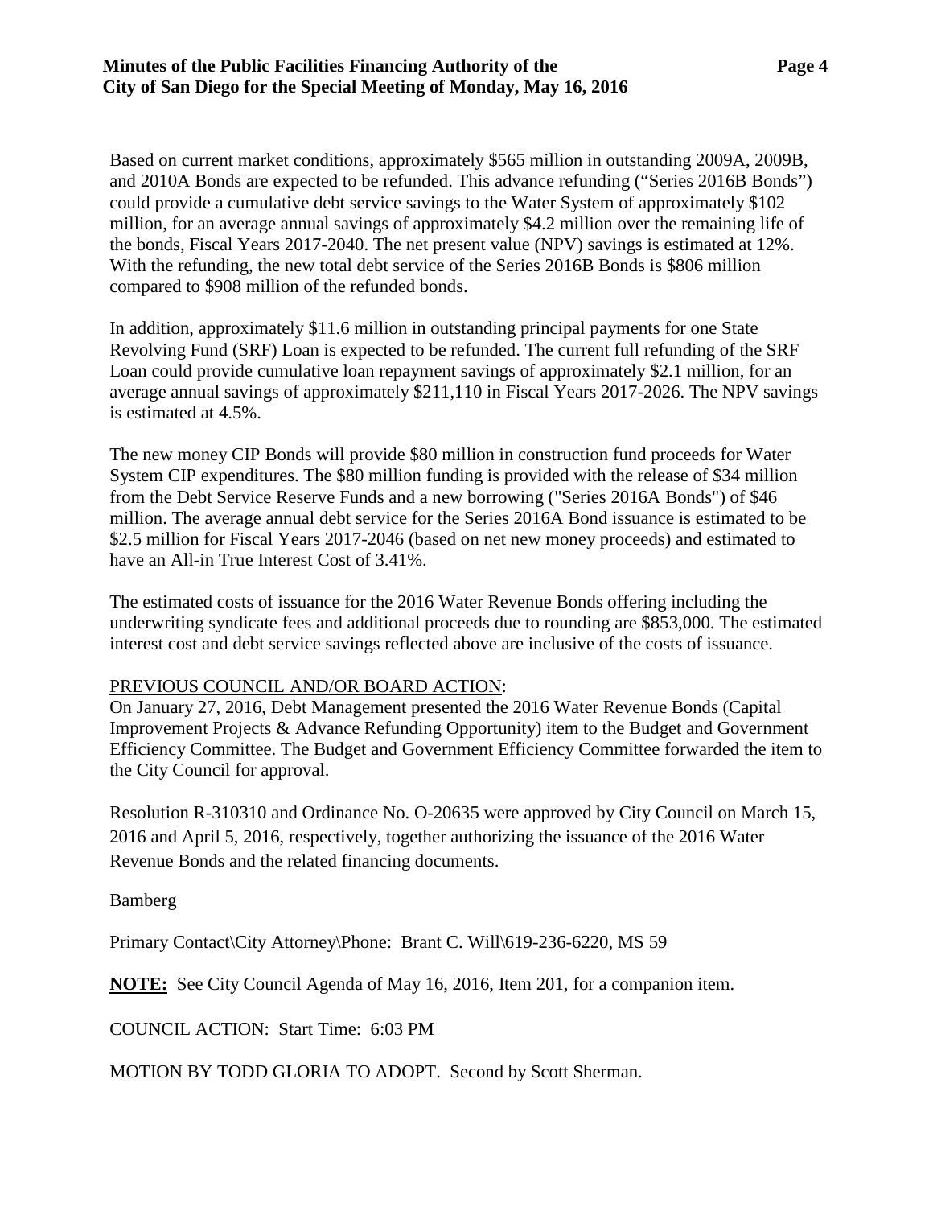Based on current market conditions, approximately $565 million in outstanding 2009A, 2009B, and 2010A Bonds are expected to be refunded. This advance refunding ("Series 2016B Bonds") could provide a cumulative debt service savings to the Water System of approximately $102 million, for an average annual savings of approximately $4.2 million over the remaining life of the bonds, Fiscal Years 2017-2040. The net present value (NPV) savings is estimated at 12%. With the refunding, the new total debt service of the Series 2016B Bonds is $806 million compared to $908 million of the refunded bonds.

In addition, approximately $11.6 million in outstanding principal payments for one State Revolving Fund (SRF) Loan is expected to be refunded. The current full refunding of the SRF Loan could provide cumulative loan repayment savings of approximately $2.1 million, for an average annual savings of approximately $211,110 in Fiscal Years 2017-2026. The NPV savings is estimated at 4.5%.

The new money CIP Bonds will provide $80 million in construction fund proceeds for Water System CIP expenditures. The $80 million funding is provided with the release of $34 million from the Debt Service Reserve Funds and a new borrowing ("Series 2016A Bonds") of $46 million. The average annual debt service for the Series 2016A Bond issuance is estimated to be $2.5 million for Fiscal Years 2017-2046 (based on net new money proceeds) and estimated to have an All-in True Interest Cost of 3.41%.

The estimated costs of issuance for the 2016 Water Revenue Bonds offering including the underwriting syndicate fees and additional proceeds due to rounding are $853,000. The estimated interest cost and debt service savings reflected above are inclusive of the costs of issuance.

PREVIOUS COUNCIL AND/OR BOARD ACTION:
On January 27, 2016, Debt Management presented the 2016 Water Revenue Bonds (Capital Improvement Projects & Advance Refunding Opportunity) item to the Budget and Government Efficiency Committee. The Budget and Government Efficiency Committee forwarded the item to the City Council for approval.

Resolution R-310310 and Ordinance No. O-20635 were approved by City Council on March 15, 2016 and April 5, 2016, respectively, together authorizing the issuance of the 2016 Water Revenue Bonds and the related financing documents.

Bamberg

Primary Contact\City Attorney\Phone: Brant C. Will\619-236-6220, MS 59

**NOTE:** See City Council Agenda of May 16, 2016, Item 201, for a companion item.

COUNCIL ACTION: Start Time: 6:03 PM

MOTION BY TODD GLORIA TO ADOPT. Second by Scott Sherman.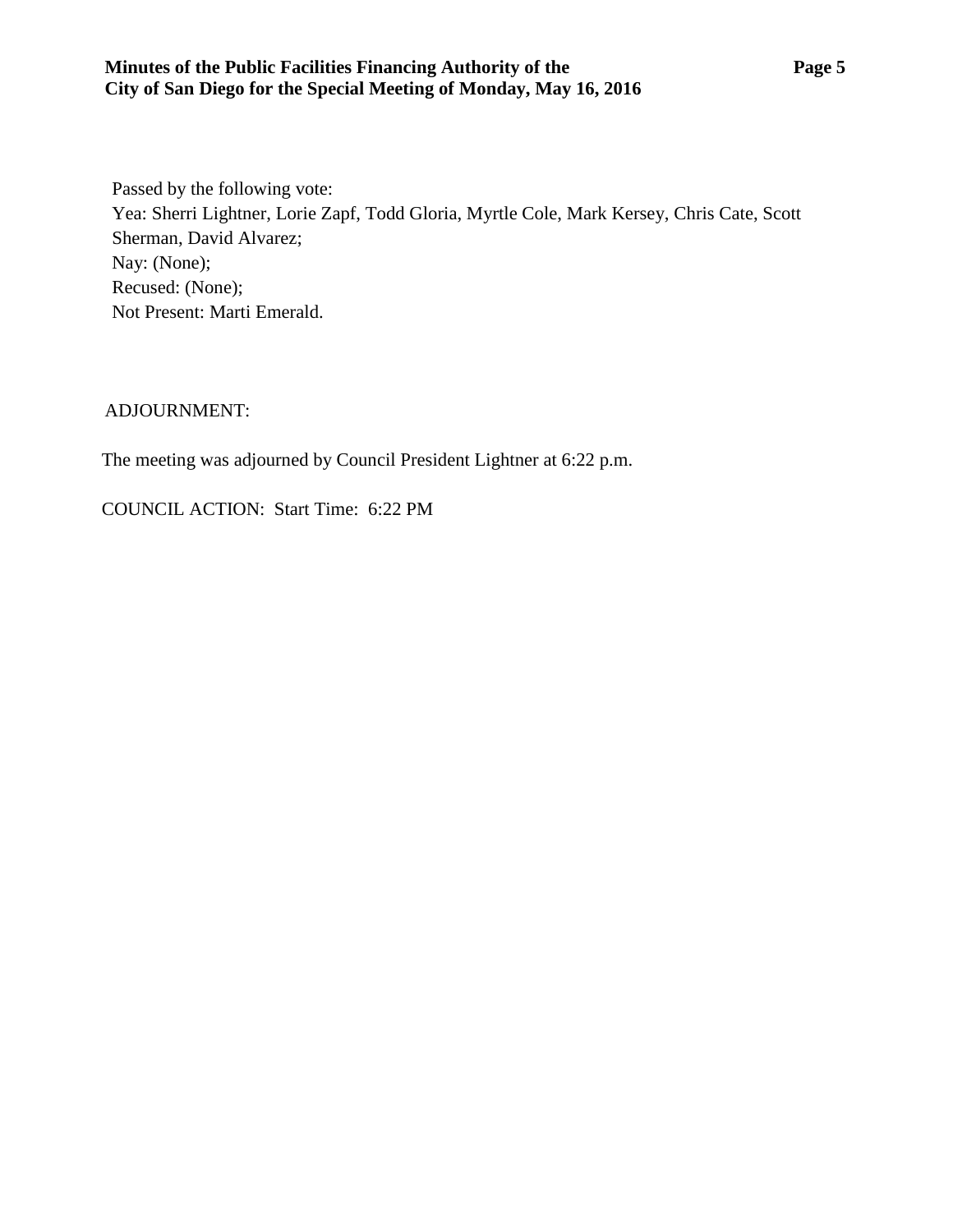Passed by the following vote:
Yea: Sherri Lightner, Lorie Zapf, Todd Gloria, Myrtle Cole, Mark Kersey, Chris Cate, Scott Sherman, David Alvarez;
Nay: (None);
Recused: (None);
Not Present: Marti Emerald.

ADJOURNMENT:

The meeting was adjourned by Council President Lightner at 6:22 p.m.

COUNCIL ACTION: Start Time: 6:22 PM